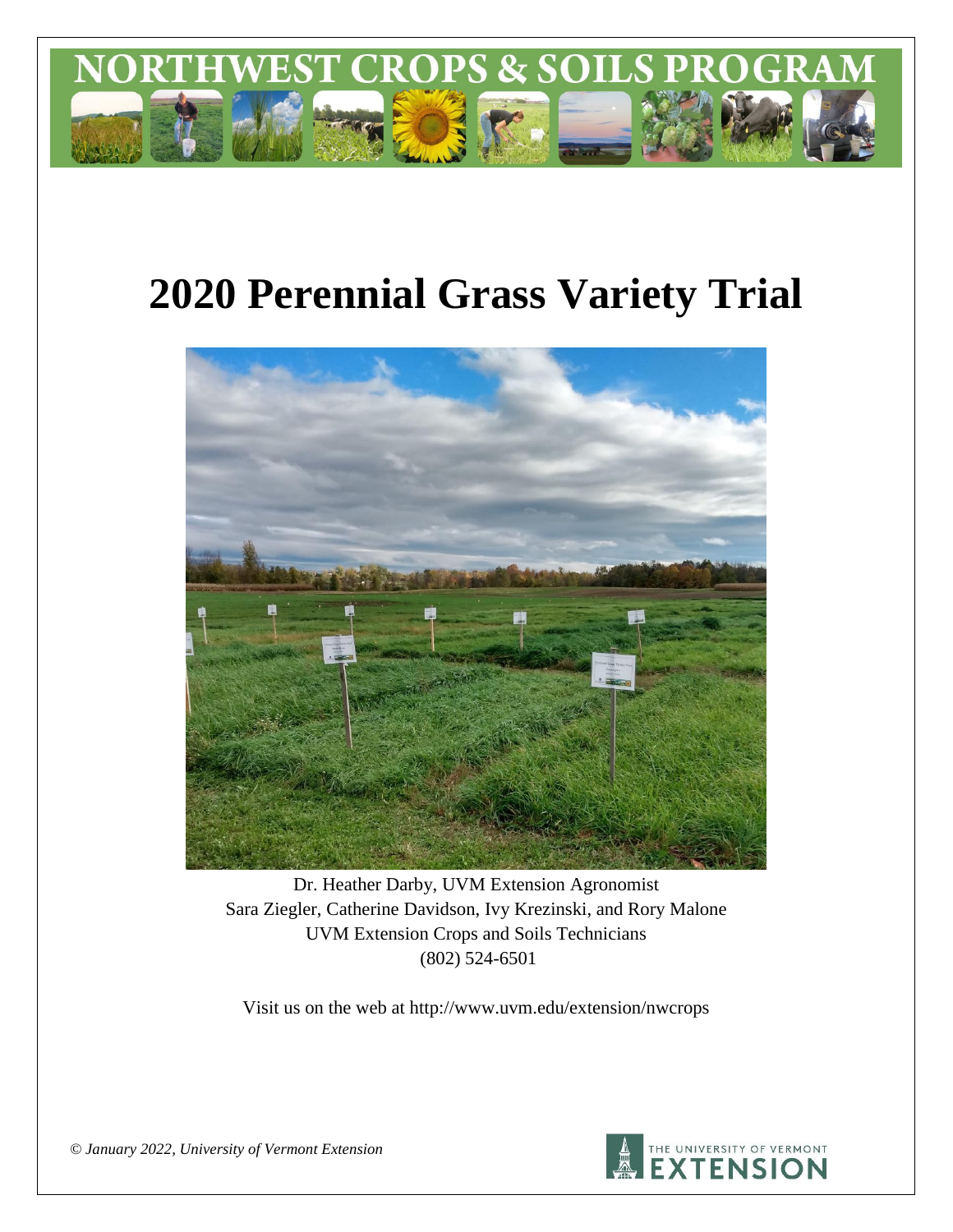# NORTHWEST CROPS & SOILS PROGRAM

# 2020 Perennial Grass Variety Trial

Dr. Heather Darby, UVM Extension Agronomist
Sara Ziegler, Catherine Davidson, Ivy Krezinski, and Rory Malone
UVM Extension Crops and Soils Technicians
(802) 524-6501

Visit us on the web at http://www.uvm.edu/extension/nwcrops

*© January 2022, University of Vermont Extension*

THE UNIVERSITY OF VERMONT EXTENSION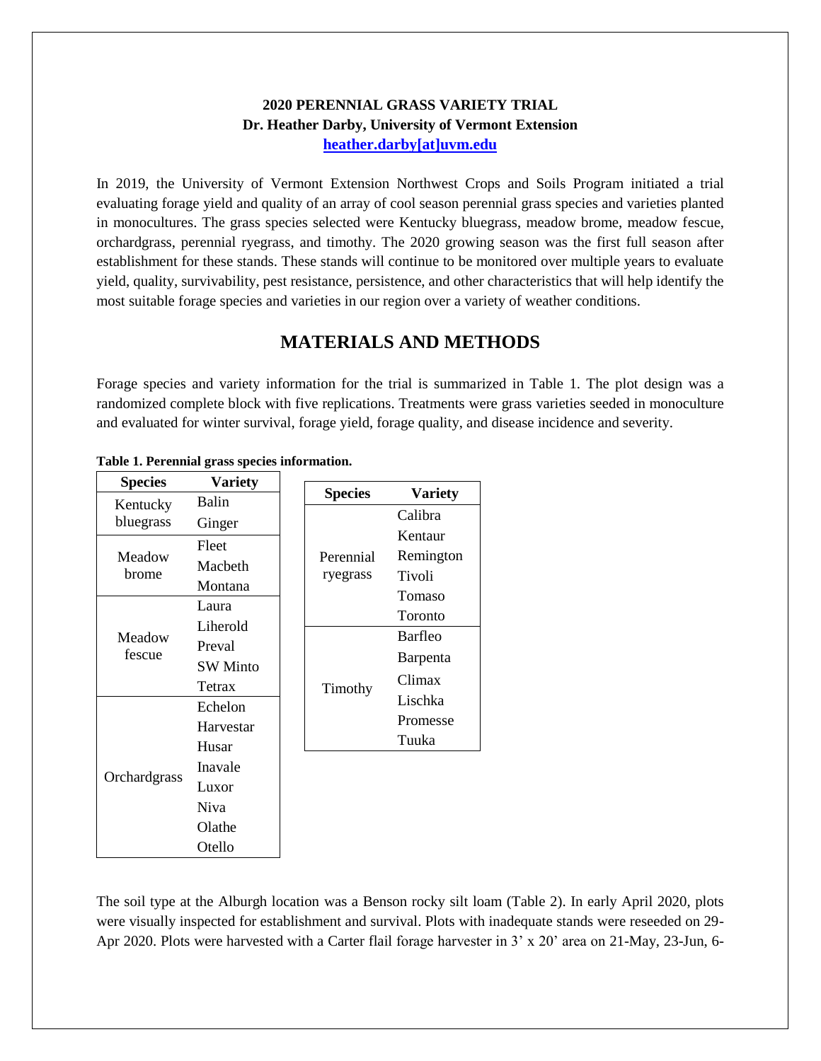**2020 PERENNIAL GRASS VARIETY TRIAL**
**Dr. Heather Darby, University of Vermont Extension**
**heather.darby[at]uvm.edu**

In 2019, the University of Vermont Extension Northwest Crops and Soils Program initiated a trial evaluating forage yield and quality of an array of cool season perennial grass species and varieties planted in monocultures. The grass species selected were Kentucky bluegrass, meadow brome, meadow fescue, orchardgrass, perennial ryegrass, and timothy. The 2020 growing season was the first full season after establishment for these stands. These stands will continue to be monitored over multiple years to evaluate yield, quality, survivability, pest resistance, persistence, and other characteristics that will help identify the most suitable forage species and varieties in our region over a variety of weather conditions.

## MATERIALS AND METHODS

Forage species and variety information for the trial is summarized in Table 1. The plot design was a randomized complete block with five replications. Treatments were grass varieties seeded in monoculture and evaluated for winter survival, forage yield, forage quality, and disease incidence and severity.

**Table 1. Perennial grass species information.**

| Species | Variety |
|---|---|
| Kentucky bluegrass | Balin |
| | Ginger |
| Meadow brome | Fleet |
| | Macbeth |
| | Montana |
| Meadow fescue | Laura |
| | Liherold |
| | Preval |
| | SW Minto |
| | Tetrax |
| Orchardgrass | Echelon |
| | Harvestar |
| | Husar |
| | Inavale |
| | Luxor |
| | Niva |
| | Olathe |
| | Otello |
| Perennial ryegrass | Calibra |
| | Kentaur |
| | Remington |
| | Tivoli |
| | Tomaso |
| | Toronto |
| Timothy | Barfleo |
| | Barpenta |
| | Climax |
| | Lischka |
| | Promesse |
| | Tuuka |

The soil type at the Alburgh location was a Benson rocky silt loam (Table 2). In early April 2020, plots were visually inspected for establishment and survival. Plots with inadequate stands were reseeded on 29-Apr 2020. Plots were harvested with a Carter flail forage harvester in 3' x 20' area on 21-May, 23-Jun, 6-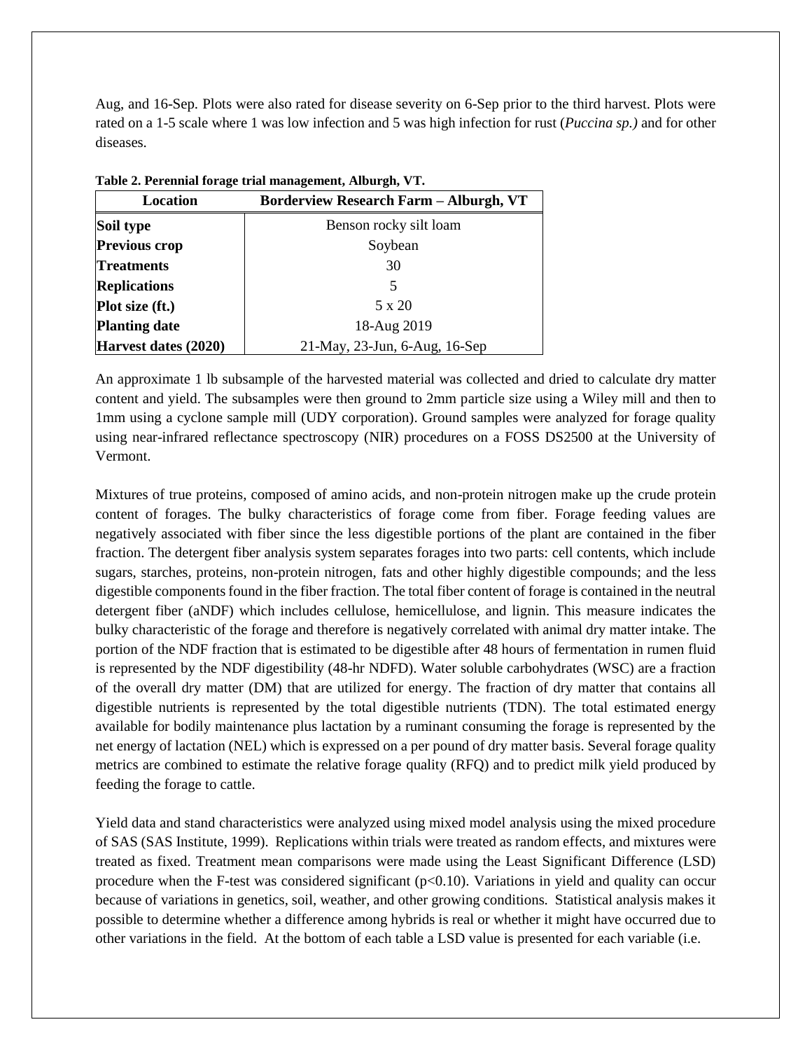Aug, and 16-Sep. Plots were also rated for disease severity on 6-Sep prior to the third harvest. Plots were rated on a 1-5 scale where 1 was low infection and 5 was high infection for rust (*Puccina sp.)* and for other diseases.

**Table 2. Perennial forage trial management, Alburgh, VT.**

| Location | Borderview Research Farm – Alburgh, VT |
|---|---|
| **Soil type** | Benson rocky silt loam |
| **Previous crop** | Soybean |
| **Treatments** | 30 |
| **Replications** | 5 |
| **Plot size (ft.)** | 5 x 20 |
| **Planting date** | 18-Aug 2019 |
| **Harvest dates (2020)** | 21-May, 23-Jun, 6-Aug, 16-Sep |

An approximate 1 lb subsample of the harvested material was collected and dried to calculate dry matter content and yield. The subsamples were then ground to 2mm particle size using a Wiley mill and then to 1mm using a cyclone sample mill (UDY corporation). Ground samples were analyzed for forage quality using near-infrared reflectance spectroscopy (NIR) procedures on a FOSS DS2500 at the University of Vermont.

Mixtures of true proteins, composed of amino acids, and non-protein nitrogen make up the crude protein content of forages. The bulky characteristics of forage come from fiber. Forage feeding values are negatively associated with fiber since the less digestible portions of the plant are contained in the fiber fraction. The detergent fiber analysis system separates forages into two parts: cell contents, which include sugars, starches, proteins, non-protein nitrogen, fats and other highly digestible compounds; and the less digestible components found in the fiber fraction. The total fiber content of forage is contained in the neutral detergent fiber (aNDF) which includes cellulose, hemicellulose, and lignin. This measure indicates the bulky characteristic of the forage and therefore is negatively correlated with animal dry matter intake. The portion of the NDF fraction that is estimated to be digestible after 48 hours of fermentation in rumen fluid is represented by the NDF digestibility (48-hr NDFD). Water soluble carbohydrates (WSC) are a fraction of the overall dry matter (DM) that are utilized for energy. The fraction of dry matter that contains all digestible nutrients is represented by the total digestible nutrients (TDN). The total estimated energy available for bodily maintenance plus lactation by a ruminant consuming the forage is represented by the net energy of lactation (NEL) which is expressed on a per pound of dry matter basis. Several forage quality metrics are combined to estimate the relative forage quality (RFQ) and to predict milk yield produced by feeding the forage to cattle.

Yield data and stand characteristics were analyzed using mixed model analysis using the mixed procedure of SAS (SAS Institute, 1999). Replications within trials were treated as random effects, and mixtures were treated as fixed. Treatment mean comparisons were made using the Least Significant Difference (LSD) procedure when the F-test was considered significant ($p<0.10$). Variations in yield and quality can occur because of variations in genetics, soil, weather, and other growing conditions. Statistical analysis makes it possible to determine whether a difference among hybrids is real or whether it might have occurred due to other variations in the field. At the bottom of each table a LSD value is presented for each variable (i.e.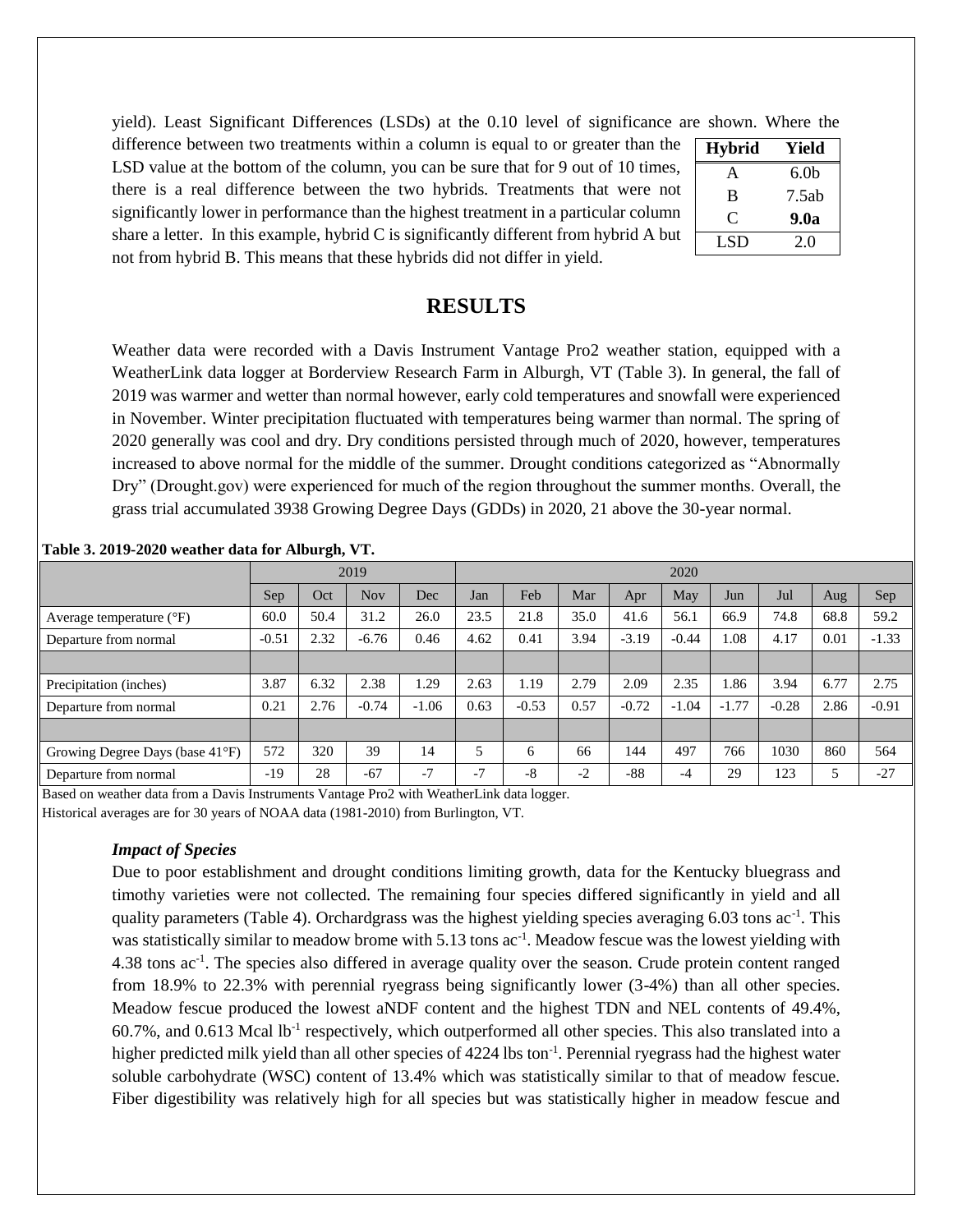yield). Least Significant Differences (LSDs) at the 0.10 level of significance are shown. Where the difference between two treatments within a column is equal to or greater than the LSD value at the bottom of the column, you can be sure that for 9 out of 10 times, there is a real difference between the two hybrids. Treatments that were not significantly lower in performance than the highest treatment in a particular column share a letter. In this example, hybrid C is significantly different from hybrid A but not from hybrid B. This means that these hybrids did not differ in yield.

| Hybrid | Yield |
|---|---|
| A | 6.0b |
| B | 7.5ab |
| C | **9.0a** |
| LSD | 2.0 |

## RESULTS

Weather data were recorded with a Davis Instrument Vantage Pro2 weather station, equipped with a WeatherLink data logger at Borderview Research Farm in Alburgh, VT (Table 3). In general, the fall of 2019 was warmer and wetter than normal however, early cold temperatures and snowfall were experienced in November. Winter precipitation fluctuated with temperatures being warmer than normal. The spring of 2020 generally was cool and dry. Dry conditions persisted through much of 2020, however, temperatures increased to above normal for the middle of the summer. Drought conditions categorized as "Abnormally Dry" (Drought.gov) were experienced for much of the region throughout the summer months. Overall, the grass trial accumulated 3938 Growing Degree Days (GDDs) in 2020, 21 above the 30-year normal.

**Table 3. 2019-2020 weather data for Alburgh, VT.**

| | 2019 | | | | 2020 | | | | | | | | |
|---|---|---|---|---|---|---|---|---|---|---|---|---|---|
| | Sep | Oct | Nov | Dec | Jan | Feb | Mar | Apr | May | Jun | Jul | Aug | Sep |
| Average temperature (°F) | 60.0 | 50.4 | 31.2 | 26.0 | 23.5 | 21.8 | 35.0 | 41.6 | 56.1 | 66.9 | 74.8 | 68.8 | 59.2 |
| Departure from normal | -0.51 | 2.32 | -6.76 | 0.46 | 4.62 | 0.41 | 3.94 | -3.19 | -0.44 | 1.08 | 4.17 | 0.01 | -1.33 |
| | | | | | | | | | | | | | |
| Precipitation (inches) | 3.87 | 6.32 | 2.38 | 1.29 | 2.63 | 1.19 | 2.79 | 2.09 | 2.35 | 1.86 | 3.94 | 6.77 | 2.75 |
| Departure from normal | 0.21 | 2.76 | -0.74 | -1.06 | 0.63 | -0.53 | 0.57 | -0.72 | -1.04 | -1.77 | -0.28 | 2.86 | -0.91 |
| | | | | | | | | | | | | | |
| Growing Degree Days (base 41°F) | 572 | 320 | 39 | 14 | 5 | 6 | 66 | 144 | 497 | 766 | 1030 | 860 | 564 |
| Departure from normal | -19 | 28 | -67 | -7 | -7 | -8 | -2 | -88 | -4 | 29 | 123 | 5 | -27 |

Based on weather data from a Davis Instruments Vantage Pro2 with WeatherLink data logger.
Historical averages are for 30 years of NOAA data (1981-2010) from Burlington, VT.

### *Impact of Species*

Due to poor establishment and drought conditions limiting growth, data for the Kentucky bluegrass and timothy varieties were not collected. The remaining four species differed significantly in yield and all quality parameters (Table 4). Orchardgrass was the highest yielding species averaging 6.03 tons ac$^{-1}$. This was statistically similar to meadow brome with 5.13 tons ac$^{-1}$. Meadow fescue was the lowest yielding with 4.38 tons ac$^{-1}$. The species also differed in average quality over the season. Crude protein content ranged from 18.9% to 22.3% with perennial ryegrass being significantly lower (3-4%) than all other species. Meadow fescue produced the lowest aNDF content and the highest TDN and NEL contents of 49.4%, 60.7%, and 0.613 Mcal lb$^{-1}$ respectively, which outperformed all other species. This also translated into a higher predicted milk yield than all other species of 4224 lbs ton$^{-1}$. Perennial ryegrass had the highest water soluble carbohydrate (WSC) content of 13.4% which was statistically similar to that of meadow fescue. Fiber digestibility was relatively high for all species but was statistically higher in meadow fescue and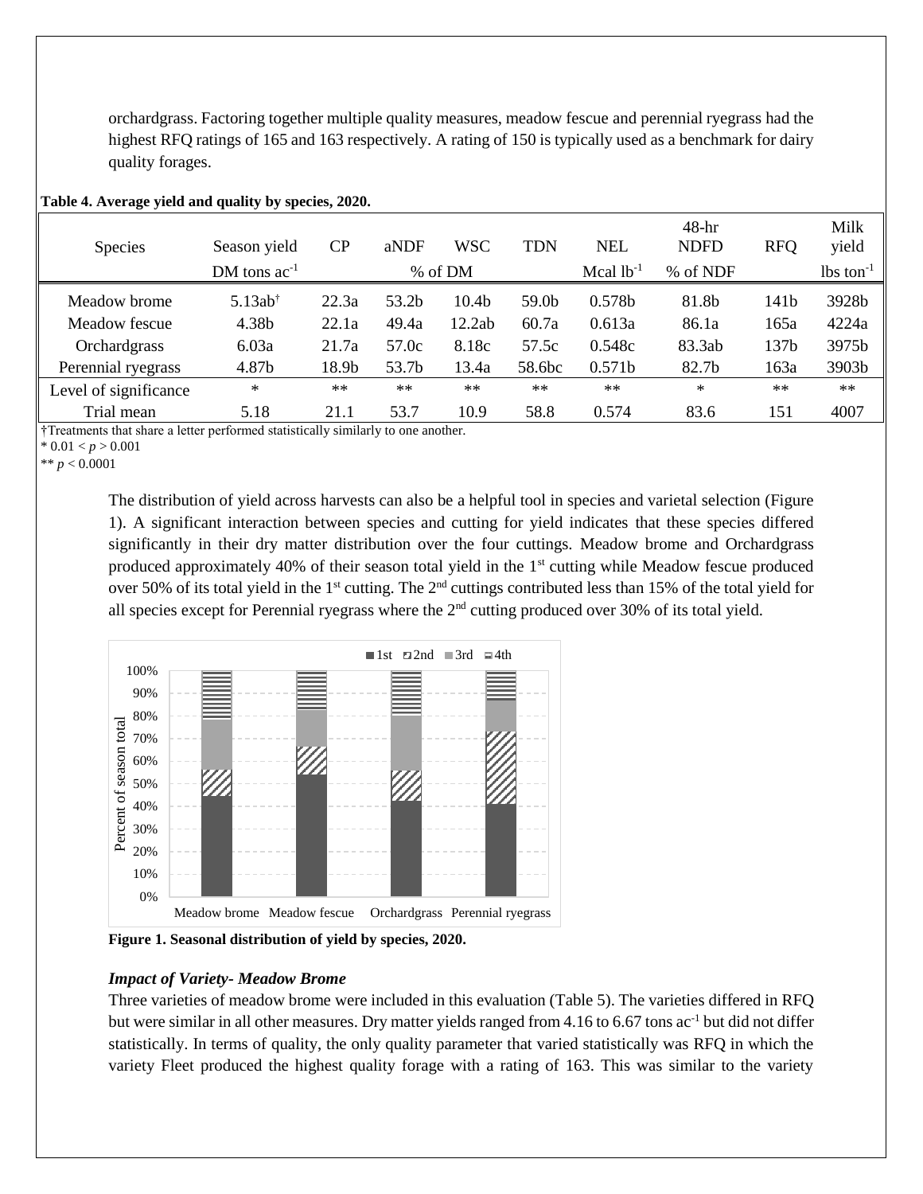orchardgrass. Factoring together multiple quality measures, meadow fescue and perennial ryegrass had the highest RFQ ratings of 165 and 163 respectively. A rating of 150 is typically used as a benchmark for dairy quality forages.

**Table 4. Average yield and quality by species, 2020.**

| Species | Season yield | CP | aNDF | WSC | TDN | NEL | 48-hr NDFD | RFQ | Milk yield |
|---|---|---|---|---|---|---|---|---|---|
| | DM tons ac$^{-1}$ | % of DM | | | | Mcal lb$^{-1}$ | % of NDF | | lbs ton$^{-1}$ |
| Meadow brome | 5.13ab† | 22.3a | 53.2b | 10.4b | 59.0b | 0.578b | 81.8b | 141b | 3928b |
| Meadow fescue | 4.38b | 22.1a | 49.4a | 12.2ab | 60.7a | 0.613a | 86.1a | 165a | 4224a |
| Orchardgrass | 6.03a | 21.7a | 57.0c | 8.18c | 57.5c | 0.548c | 83.3ab | 137b | 3975b |
| Perennial ryegrass | 4.87b | 18.9b | 53.7b | 13.4a | 58.6bc | 0.571b | 82.7b | 163a | 3903b |
| Level of significance | * | ** | ** | ** | ** | ** | * | ** | ** |
| Trial mean | 5.18 | 21.1 | 53.7 | 10.9 | 58.8 | 0.574 | 83.6 | 151 | 4007 |

†Treatments that share a letter performed statistically similarly to one another.
* $0.01 < p > 0.001$
** $p < 0.0001$

The distribution of yield across harvests can also be a helpful tool in species and varietal selection (Figure 1). A significant interaction between species and cutting for yield indicates that these species differed significantly in their dry matter distribution over the four cuttings. Meadow brome and Orchardgrass produced approximately 40% of their season total yield in the 1st cutting while Meadow fescue produced over 50% of its total yield in the 1st cutting. The 2nd cuttings contributed less than 15% of the total yield for all species except for Perennial ryegrass where the 2nd cutting produced over 30% of its total yield.

**Figure 1. Seasonal distribution of yield by species, 2020.**

### *Impact of Variety- Meadow Brome*

Three varieties of meadow brome were included in this evaluation (Table 5). The varieties differed in RFQ but were similar in all other measures. Dry matter yields ranged from 4.16 to 6.67 tons ac$^{-1}$ but did not differ statistically. In terms of quality, the only quality parameter that varied statistically was RFQ in which the variety Fleet produced the highest quality forage with a rating of 163. This was similar to the variety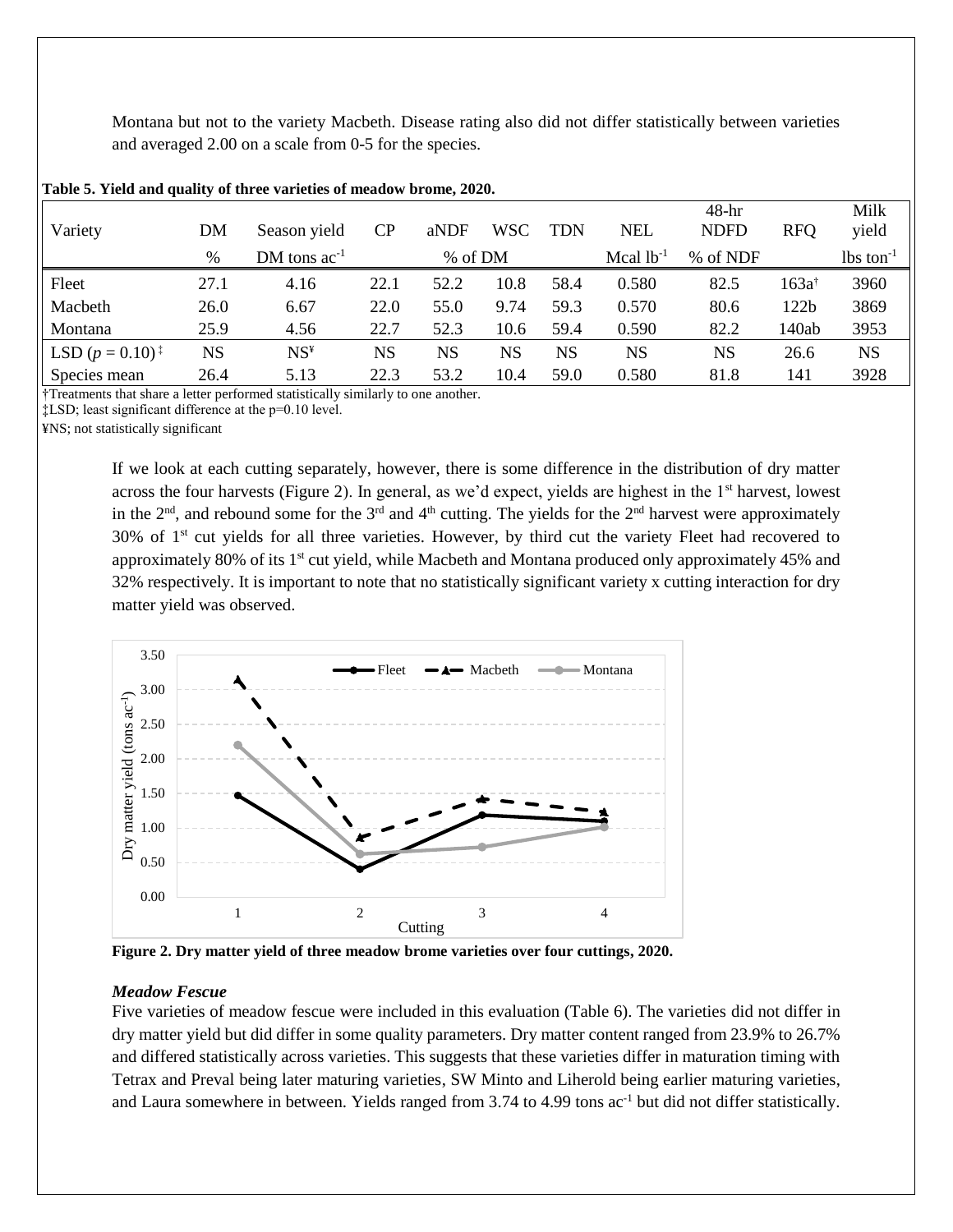Montana but not to the variety Macbeth. Disease rating also did not differ statistically between varieties and averaged 2.00 on a scale from 0-5 for the species.

**Table 5. Yield and quality of three varieties of meadow brome, 2020.**

| Variety | DM | Season yield | CP | aNDF | WSC | TDN | NEL | 48-hr NDFD | RFQ | Milk yield |
|---|---|---|---|---|---|---|---|---|---|---|
| | % | DM tons ac$^{-1}$ | % of DM | | | | Mcal lb$^{-1}$ | % of NDF | | lbs ton$^{-1}$ |
| Fleet | 27.1 | 4.16 | 22.1 | 52.2 | 10.8 | 58.4 | 0.580 | 82.5 | 163a† | 3960 |
| Macbeth | 26.0 | 6.67 | 22.0 | 55.0 | 9.74 | 59.3 | 0.570 | 80.6 | 122b | 3869 |
| Montana | 25.9 | 4.56 | 22.7 | 52.3 | 10.6 | 59.4 | 0.590 | 82.2 | 140ab | 3953 |
| LSD ($p$ = 0.10)‡ | NS | NS¥ | NS | NS | NS | NS | NS | NS | 26.6 | NS |
| Species mean | 26.4 | 5.13 | 22.3 | 53.2 | 10.4 | 59.0 | 0.580 | 81.8 | 141 | 3928 |

†Treatments that share a letter performed statistically similarly to one another.
‡LSD; least significant difference at the p=0.10 level.
¥NS; not statistically significant

If we look at each cutting separately, however, there is some difference in the distribution of dry matter across the four harvests (Figure 2). In general, as we'd expect, yields are highest in the 1st harvest, lowest in the 2nd, and rebound some for the 3rd and 4th cutting. The yields for the 2nd harvest were approximately 30% of 1st cut yields for all three varieties. However, by third cut the variety Fleet had recovered to approximately 80% of its 1st cut yield, while Macbeth and Montana produced only approximately 45% and 32% respectively. It is important to note that no statistically significant variety x cutting interaction for dry matter yield was observed.

**Figure 2. Dry matter yield of three meadow brome varieties over four cuttings, 2020.**

### *Meadow Fescue*

Five varieties of meadow fescue were included in this evaluation (Table 6). The varieties did not differ in dry matter yield but did differ in some quality parameters. Dry matter content ranged from 23.9% to 26.7% and differed statistically across varieties. This suggests that these varieties differ in maturation timing with Tetrax and Preval being later maturing varieties, SW Minto and Liherold being earlier maturing varieties, and Laura somewhere in between. Yields ranged from 3.74 to 4.99 tons ac$^{-1}$ but did not differ statistically.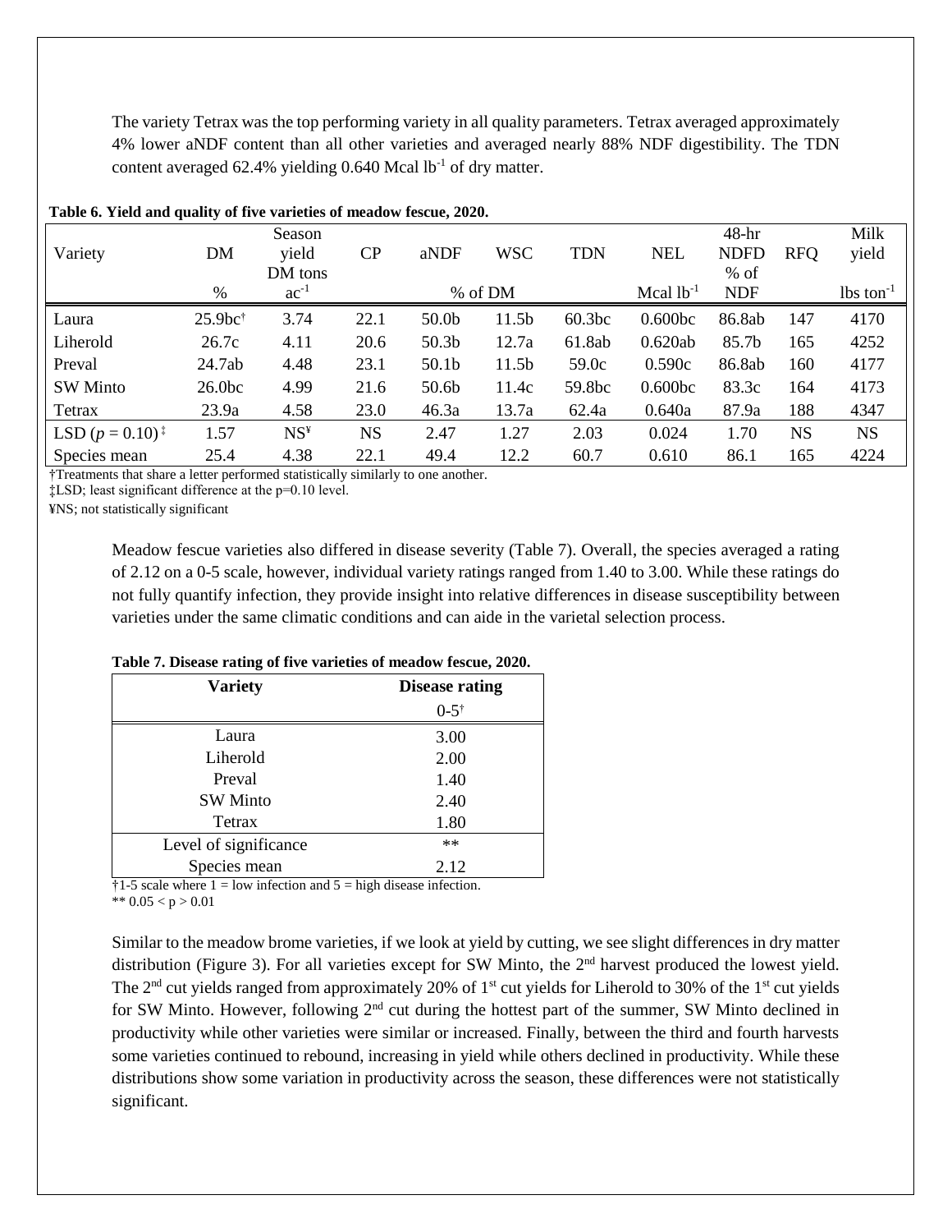The variety Tetrax was the top performing variety in all quality parameters. Tetrax averaged approximately 4% lower aNDF content than all other varieties and averaged nearly 88% NDF digestibility. The TDN content averaged 62.4% yielding 0.640 Mcal $lb^{-1}$ of dry matter.

**Table 6. Yield and quality of five varieties of meadow fescue, 2020.**

| Variety | DM | Season yield | CP | aNDF | WSC | TDN | NEL | 48-hr NDFD | RFQ | Milk yield |
|---|---|---|---|---|---|---|---|---|---|---|
| | % | DM tons $ac^{-1}$ | % of DM | | | | Mcal $lb^{-1}$ | % of NDF | | lbs $ton^{-1}$ |
| Laura | 25.9bc† | 3.74 | 22.1 | 50.0b | 11.5b | 60.3bc | 0.600bc | 86.8ab | 147 | 4170 |
| Liherold | 26.7c | 4.11 | 20.6 | 50.3b | 12.7a | 61.8ab | 0.620ab | 85.7b | 165 | 4252 |
| Preval | 24.7ab | 4.48 | 23.1 | 50.1b | 11.5b | 59.0c | 0.590c | 86.8ab | 160 | 4177 |
| SW Minto | 26.0bc | 4.99 | 21.6 | 50.6b | 11.4c | 59.8bc | 0.600bc | 83.3c | 164 | 4173 |
| Tetrax | 23.9a | 4.58 | 23.0 | 46.3a | 13.7a | 62.4a | 0.640a | 87.9a | 188 | 4347 |
| LSD ($p = 0.10$)‡ | 1.57 | NS¥ | NS | 2.47 | 1.27 | 2.03 | 0.024 | 1.70 | NS | NS |
| Species mean | 25.4 | 4.38 | 22.1 | 49.4 | 12.2 | 60.7 | 0.610 | 86.1 | 165 | 4224 |

†Treatments that share a letter performed statistically similarly to one another.
‡LSD; least significant difference at the p=0.10 level.
¥NS; not statistically significant

Meadow fescue varieties also differed in disease severity (Table 7). Overall, the species averaged a rating of 2.12 on a 0-5 scale, however, individual variety ratings ranged from 1.40 to 3.00. While these ratings do not fully quantify infection, they provide insight into relative differences in disease susceptibility between varieties under the same climatic conditions and can aide in the varietal selection process.

**Table 7. Disease rating of five varieties of meadow fescue, 2020.**

| Variety | Disease rating |
|---|---|
| | 0-5† |
| Laura | 3.00 |
| Liherold | 2.00 |
| Preval | 1.40 |
| SW Minto | 2.40 |
| Tetrax | 1.80 |
| Level of significance | ** |
| Species mean | 2.12 |

†1-5 scale where 1 = low infection and 5 = high disease infection.
** $0.05 < p > 0.01$

Similar to the meadow brome varieties, if we look at yield by cutting, we see slight differences in dry matter distribution (Figure 3). For all varieties except for SW Minto, the 2nd harvest produced the lowest yield. The 2nd cut yields ranged from approximately 20% of 1st cut yields for Liherold to 30% of the 1st cut yields for SW Minto. However, following 2nd cut during the hottest part of the summer, SW Minto declined in productivity while other varieties were similar or increased. Finally, between the third and fourth harvests some varieties continued to rebound, increasing in yield while others declined in productivity. While these distributions show some variation in productivity across the season, these differences were not statistically significant.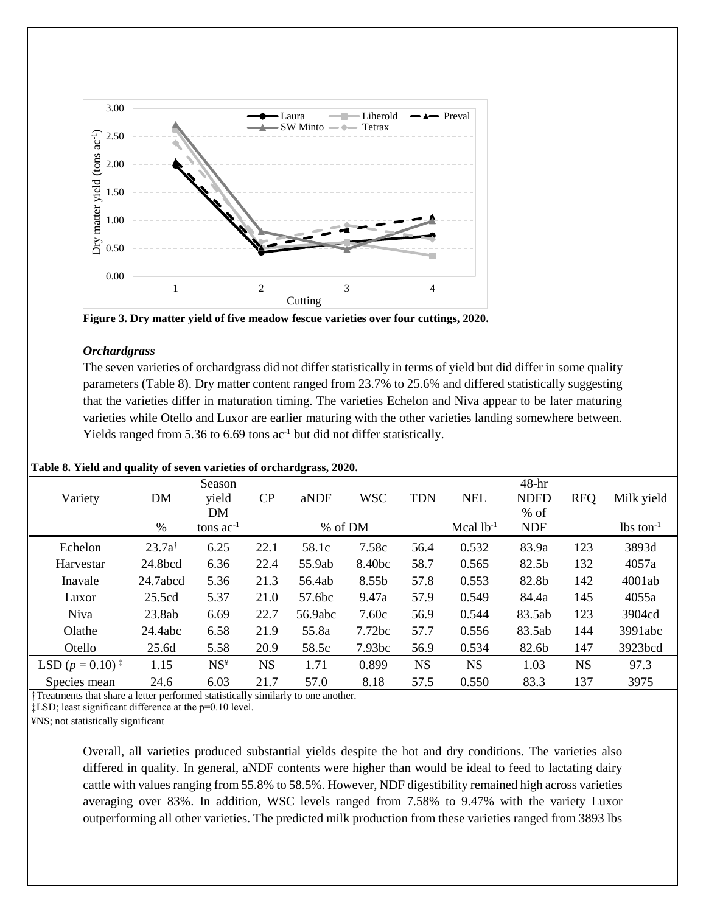**Figure 3. Dry matter yield of five meadow fescue varieties over four cuttings, 2020.**

### *Orchardgrass*

The seven varieties of orchardgrass did not differ statistically in terms of yield but did differ in some quality parameters (Table 8). Dry matter content ranged from 23.7% to 25.6% and differed statistically suggesting that the varieties differ in maturation timing. The varieties Echelon and Niva appear to be later maturing varieties while Otello and Luxor are earlier maturing with the other varieties landing somewhere between. Yields ranged from 5.36 to 6.69 tons $ac^{-1}$ but did not differ statistically.

**Table 8. Yield and quality of seven varieties of orchardgrass, 2020.**

| Variety | DM | Season yield DM | CP | aNDF | WSC | TDN | NEL | 48-hr NDFD | RFQ | Milk yield |
|---|---|---|---|---|---|---|---|---|---|---|
| | % | tons $ac^{-1}$ | % of DM | | | | Mcal $lb^{-1}$ | % of NDF | | lbs $ton^{-1}$ |
| Echelon | 23.7a† | 6.25 | 22.1 | 58.1c | 7.58c | 56.4 | 0.532 | 83.9a | 123 | 3893d |
| Harvestar | 24.8bcd | 6.36 | 22.4 | 55.9ab | 8.40bc | 58.7 | 0.565 | 82.5b | 132 | 4057a |
| Inavale | 24.7abcd | 5.36 | 21.3 | 56.4ab | 8.55b | 57.8 | 0.553 | 82.8b | 142 | 4001ab |
| Luxor | 25.5cd | 5.37 | 21.0 | 57.6bc | 9.47a | 57.9 | 0.549 | 84.4a | 145 | 4055a |
| Niva | 23.8ab | 6.69 | 22.7 | 56.9abc | 7.60c | 56.9 | 0.544 | 83.5ab | 123 | 3904cd |
| Olathe | 24.4abc | 6.58 | 21.9 | 55.8a | 7.72bc | 57.7 | 0.556 | 83.5ab | 144 | 3991abc |
| Otello | 25.6d | 5.58 | 20.9 | 58.5c | 7.93bc | 56.9 | 0.534 | 82.6b | 147 | 3923bcd |
| LSD ($p = 0.10$) ‡ | 1.15 | NS¥ | NS | 1.71 | 0.899 | NS | NS | 1.03 | NS | 97.3 |
| Species mean | 24.6 | 6.03 | 21.7 | 57.0 | 8.18 | 57.5 | 0.550 | 83.3 | 137 | 3975 |

†Treatments that share a letter performed statistically similarly to one another.
‡LSD; least significant difference at the p=0.10 level.
¥NS; not statistically significant

Overall, all varieties produced substantial yields despite the hot and dry conditions. The varieties also differed in quality. In general, aNDF contents were higher than would be ideal to feed to lactating dairy cattle with values ranging from 55.8% to 58.5%. However, NDF digestibility remained high across varieties averaging over 83%. In addition, WSC levels ranged from 7.58% to 9.47% with the variety Luxor outperforming all other varieties. The predicted milk production from these varieties ranged from 3893 lbs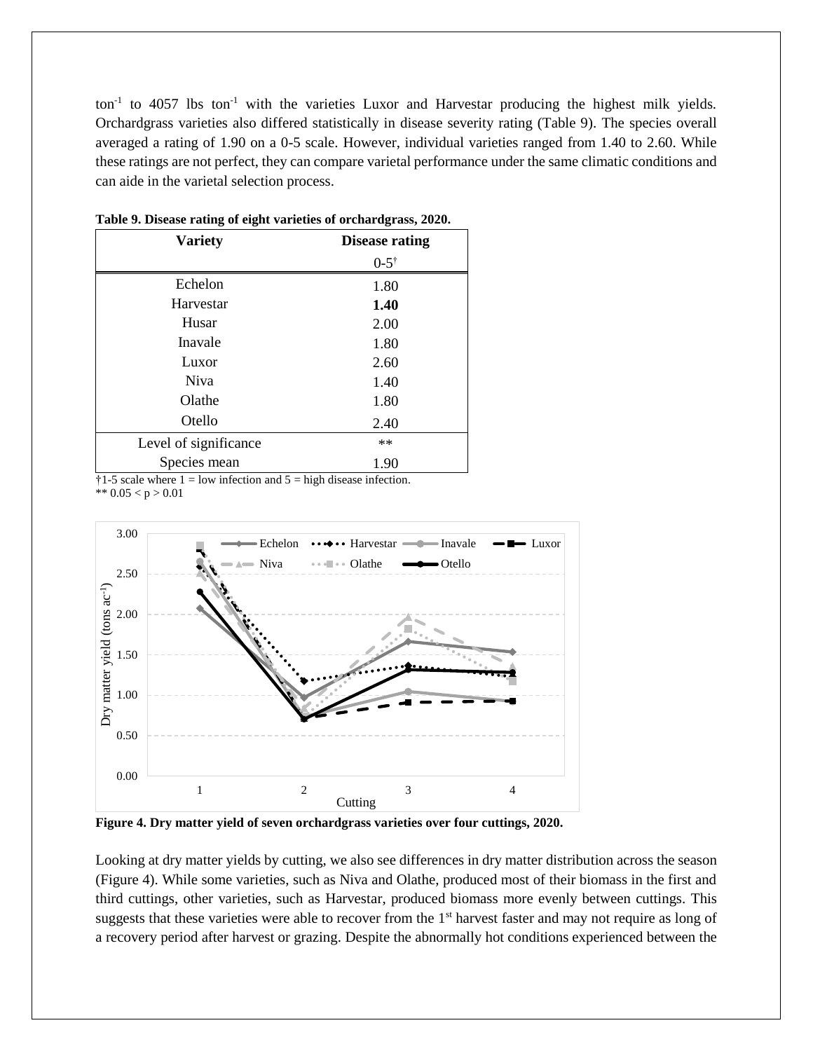ton$^{-1}$ to 4057 lbs ton$^{-1}$ with the varieties Luxor and Harvestar producing the highest milk yields. Orchardgrass varieties also differed statistically in disease severity rating (Table 9). The species overall averaged a rating of 1.90 on a 0-5 scale. However, individual varieties ranged from 1.40 to 2.60. While these ratings are not perfect, they can compare varietal performance under the same climatic conditions and can aide in the varietal selection process.

**Table 9. Disease rating of eight varieties of orchardgrass, 2020.**

| Variety | Disease rating |
|---|---|
| | 0-5† |
| Echelon | 1.80 |
| Harvestar | **1.40** |
| Husar | 2.00 |
| Inavale | 1.80 |
| Luxor | 2.60 |
| Niva | 1.40 |
| Olathe | 1.80 |
| Otello | 2.40 |
| Level of significance | ** |
| Species mean | 1.90 |

†1-5 scale where 1 = low infection and 5 = high disease infection.
** $0.05 < p > 0.01$

**Figure 4. Dry matter yield of seven orchardgrass varieties over four cuttings, 2020.**

Looking at dry matter yields by cutting, we also see differences in dry matter distribution across the season (Figure 4). While some varieties, such as Niva and Olathe, produced most of their biomass in the first and third cuttings, other varieties, such as Harvestar, produced biomass more evenly between cuttings. This suggests that these varieties were able to recover from the 1st harvest faster and may not require as long of a recovery period after harvest or grazing. Despite the abnormally hot conditions experienced between the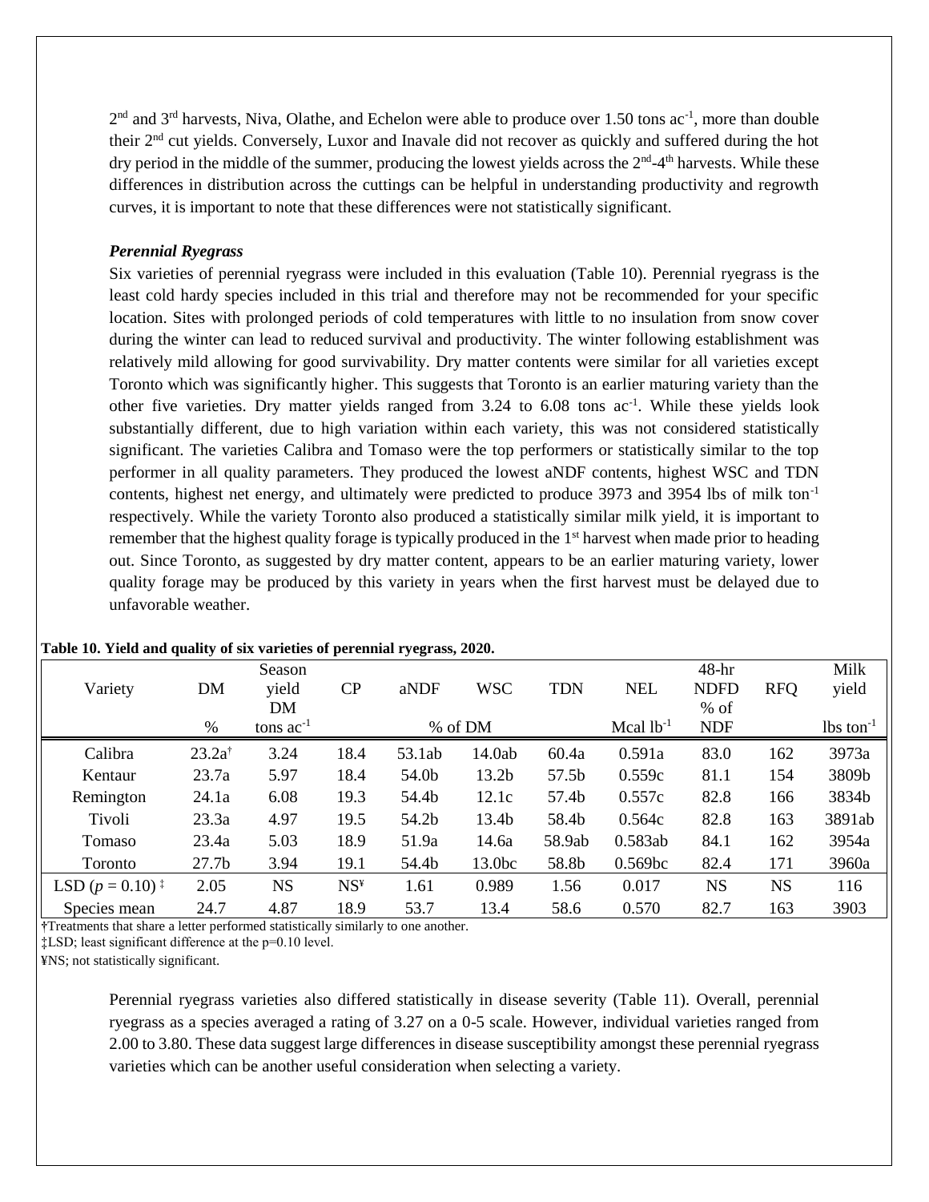2nd and 3rd harvests, Niva, Olathe, and Echelon were able to produce over 1.50 tons ac$^{-1}$, more than double their 2nd cut yields. Conversely, Luxor and Inavale did not recover as quickly and suffered during the hot dry period in the middle of the summer, producing the lowest yields across the 2nd-4th harvests. While these differences in distribution across the cuttings can be helpful in understanding productivity and regrowth curves, it is important to note that these differences were not statistically significant.

### *Perennial Ryegrass*

Six varieties of perennial ryegrass were included in this evaluation (Table 10). Perennial ryegrass is the least cold hardy species included in this trial and therefore may not be recommended for your specific location. Sites with prolonged periods of cold temperatures with little to no insulation from snow cover during the winter can lead to reduced survival and productivity. The winter following establishment was relatively mild allowing for good survivability. Dry matter contents were similar for all varieties except Toronto which was significantly higher. This suggests that Toronto is an earlier maturing variety than the other five varieties. Dry matter yields ranged from 3.24 to 6.08 tons ac$^{-1}$. While these yields look substantially different, due to high variation within each variety, this was not considered statistically significant. The varieties Calibra and Tomaso were the top performers or statistically similar to the top performer in all quality parameters. They produced the lowest aNDF contents, highest WSC and TDN contents, highest net energy, and ultimately were predicted to produce 3973 and 3954 lbs of milk ton$^{-1}$ respectively. While the variety Toronto also produced a statistically similar milk yield, it is important to remember that the highest quality forage is typically produced in the 1st harvest when made prior to heading out. Since Toronto, as suggested by dry matter content, appears to be an earlier maturing variety, lower quality forage may be produced by this variety in years when the first harvest must be delayed due to unfavorable weather.

**Table 10. Yield and quality of six varieties of perennial ryegrass, 2020.**

| Variety | DM | Season yield DM | CP | aNDF | WSC | TDN | NEL | 48-hr NDFD | RFQ | Milk yield |
|---|---|---|---|---|---|---|---|---|---|---|
| | % | tons ac$^{-1}$ | | % of DM | | | Mcal lb$^{-1}$ | % of NDF | | lbs ton$^{-1}$ |
| Calibra | 23.2a† | 3.24 | 18.4 | 53.1ab | 14.0ab | 60.4a | 0.591a | 83.0 | 162 | 3973a |
| Kentaur | 23.7a | 5.97 | 18.4 | 54.0b | 13.2b | 57.5b | 0.559c | 81.1 | 154 | 3809b |
| Remington | 24.1a | 6.08 | 19.3 | 54.4b | 12.1c | 57.4b | 0.557c | 82.8 | 166 | 3834b |
| Tivoli | 23.3a | 4.97 | 19.5 | 54.2b | 13.4b | 58.4b | 0.564c | 82.8 | 163 | 3891ab |
| Tomaso | 23.4a | 5.03 | 18.9 | 51.9a | 14.6a | 58.9ab | 0.583ab | 84.1 | 162 | 3954a |
| Toronto | 27.7b | 3.94 | 19.1 | 54.4b | 13.0bc | 58.8b | 0.569bc | 82.4 | 171 | 3960a |
| LSD ($p = 0.10$) ‡ | 2.05 | NS | NS¥ | 1.61 | 0.989 | 1.56 | 0.017 | NS | NS | 116 |
| Species mean | 24.7 | 4.87 | 18.9 | 53.7 | 13.4 | 58.6 | 0.570 | 82.7 | 163 | 3903 |

†Treatments that share a letter performed statistically similarly to one another.
‡LSD; least significant difference at the p=0.10 level.
¥NS; not statistically significant.

Perennial ryegrass varieties also differed statistically in disease severity (Table 11). Overall, perennial ryegrass as a species averaged a rating of 3.27 on a 0-5 scale. However, individual varieties ranged from 2.00 to 3.80. These data suggest large differences in disease susceptibility amongst these perennial ryegrass varieties which can be another useful consideration when selecting a variety.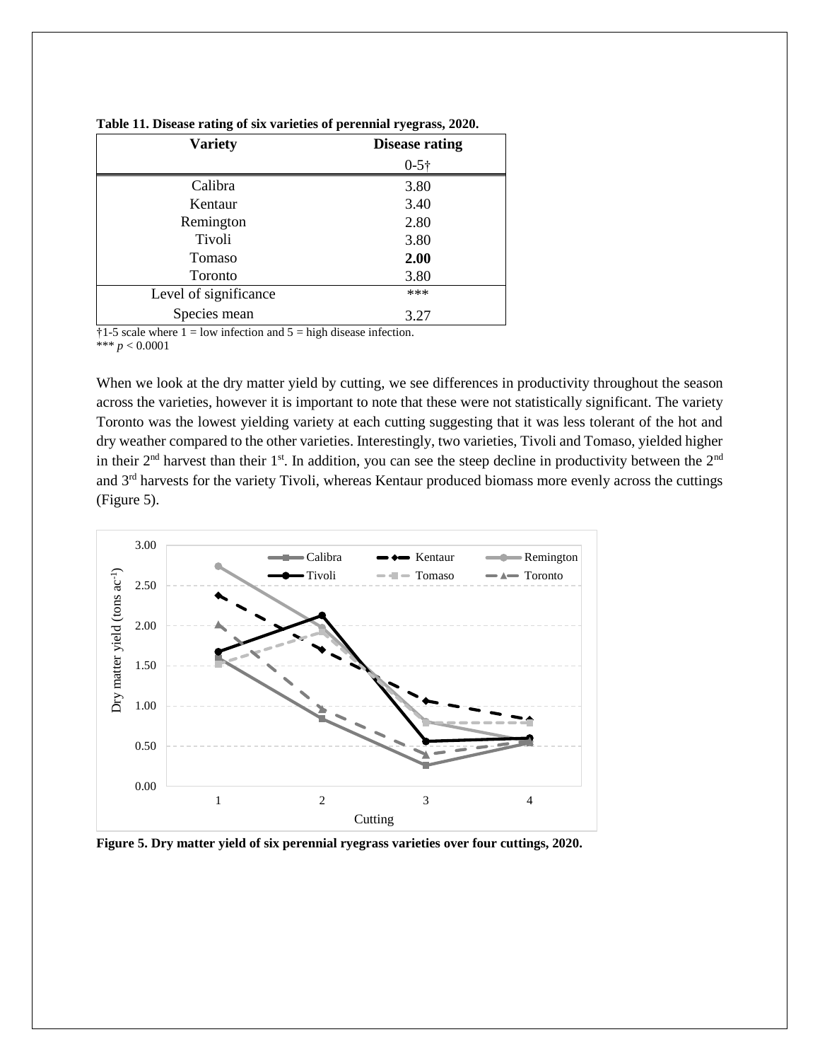**Table 11. Disease rating of six varieties of perennial ryegrass, 2020.**

| Variety | Disease rating |
|---|---|
| | 0-5† |
| Calibra | 3.80 |
| Kentaur | 3.40 |
| Remington | 2.80 |
| Tivoli | 3.80 |
| Tomaso | **2.00** |
| Toronto | 3.80 |
| Level of significance | *** |
| Species mean | 3.27 |

†1-5 scale where 1 = low infection and 5 = high disease infection.
*** $p < 0.0001$

When we look at the dry matter yield by cutting, we see differences in productivity throughout the season across the varieties, however it is important to note that these were not statistically significant. The variety Toronto was the lowest yielding variety at each cutting suggesting that it was less tolerant of the hot and dry weather compared to the other varieties. Interestingly, two varieties, Tivoli and Tomaso, yielded higher in their 2nd harvest than their 1st. In addition, you can see the steep decline in productivity between the 2nd and 3rd harvests for the variety Tivoli, whereas Kentaur produced biomass more evenly across the cuttings (Figure 5).

**Figure 5. Dry matter yield of six perennial ryegrass varieties over four cuttings, 2020.**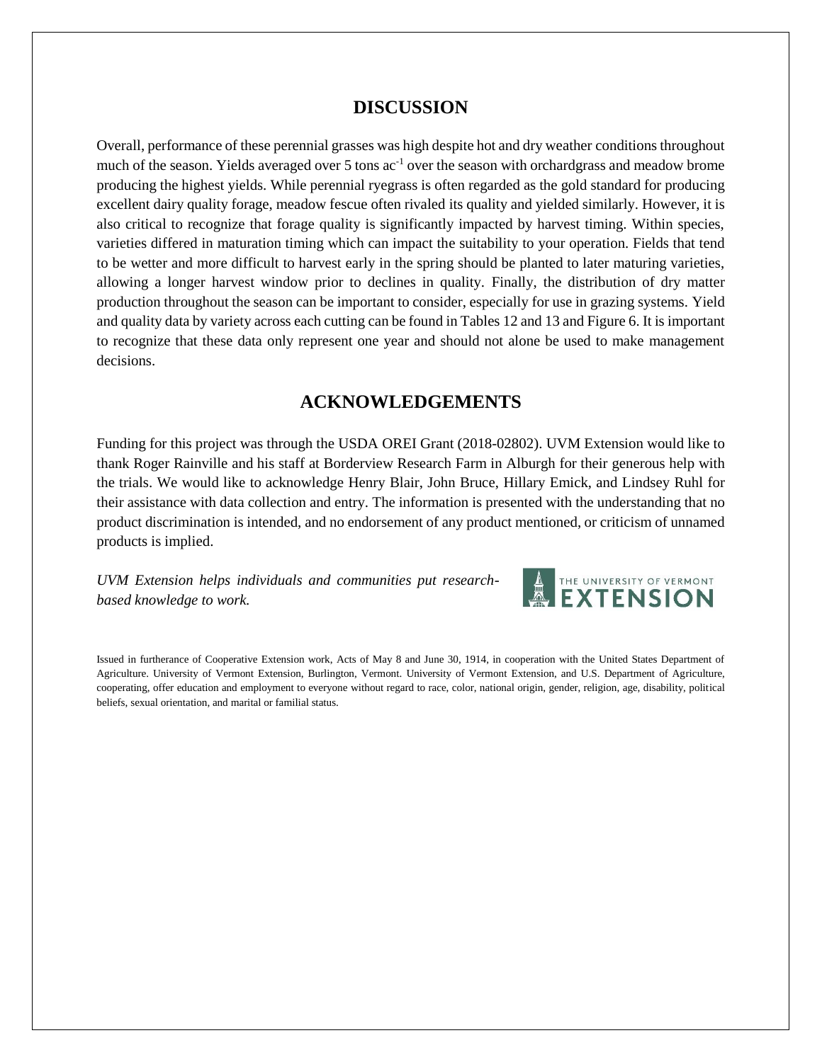## DISCUSSION

Overall, performance of these perennial grasses was high despite hot and dry weather conditions throughout much of the season. Yields averaged over 5 tons $ac^{-1}$ over the season with orchardgrass and meadow brome producing the highest yields. While perennial ryegrass is often regarded as the gold standard for producing excellent dairy quality forage, meadow fescue often rivaled its quality and yielded similarly. However, it is also critical to recognize that forage quality is significantly impacted by harvest timing. Within species, varieties differed in maturation timing which can impact the suitability to your operation. Fields that tend to be wetter and more difficult to harvest early in the spring should be planted to later maturing varieties, allowing a longer harvest window prior to declines in quality. Finally, the distribution of dry matter production throughout the season can be important to consider, especially for use in grazing systems. Yield and quality data by variety across each cutting can be found in Tables 12 and 13 and Figure 6. It is important to recognize that these data only represent one year and should not alone be used to make management decisions.

## ACKNOWLEDGEMENTS

Funding for this project was through the USDA OREI Grant (2018-02802). UVM Extension would like to thank Roger Rainville and his staff at Borderview Research Farm in Alburgh for their generous help with the trials. We would like to acknowledge Henry Blair, John Bruce, Hillary Emick, and Lindsey Ruhl for their assistance with data collection and entry. The information is presented with the understanding that no product discrimination is intended, and no endorsement of any product mentioned, or criticism of unnamed products is implied.

*UVM Extension helps individuals and communities put research-based knowledge to work.*

THE UNIVERSITY OF VERMONT EXTENSION

Issued in furtherance of Cooperative Extension work, Acts of May 8 and June 30, 1914, in cooperation with the United States Department of Agriculture. University of Vermont Extension, Burlington, Vermont. University of Vermont Extension, and U.S. Department of Agriculture, cooperating, offer education and employment to everyone without regard to race, color, national origin, gender, religion, age, disability, political beliefs, sexual orientation, and marital or familial status.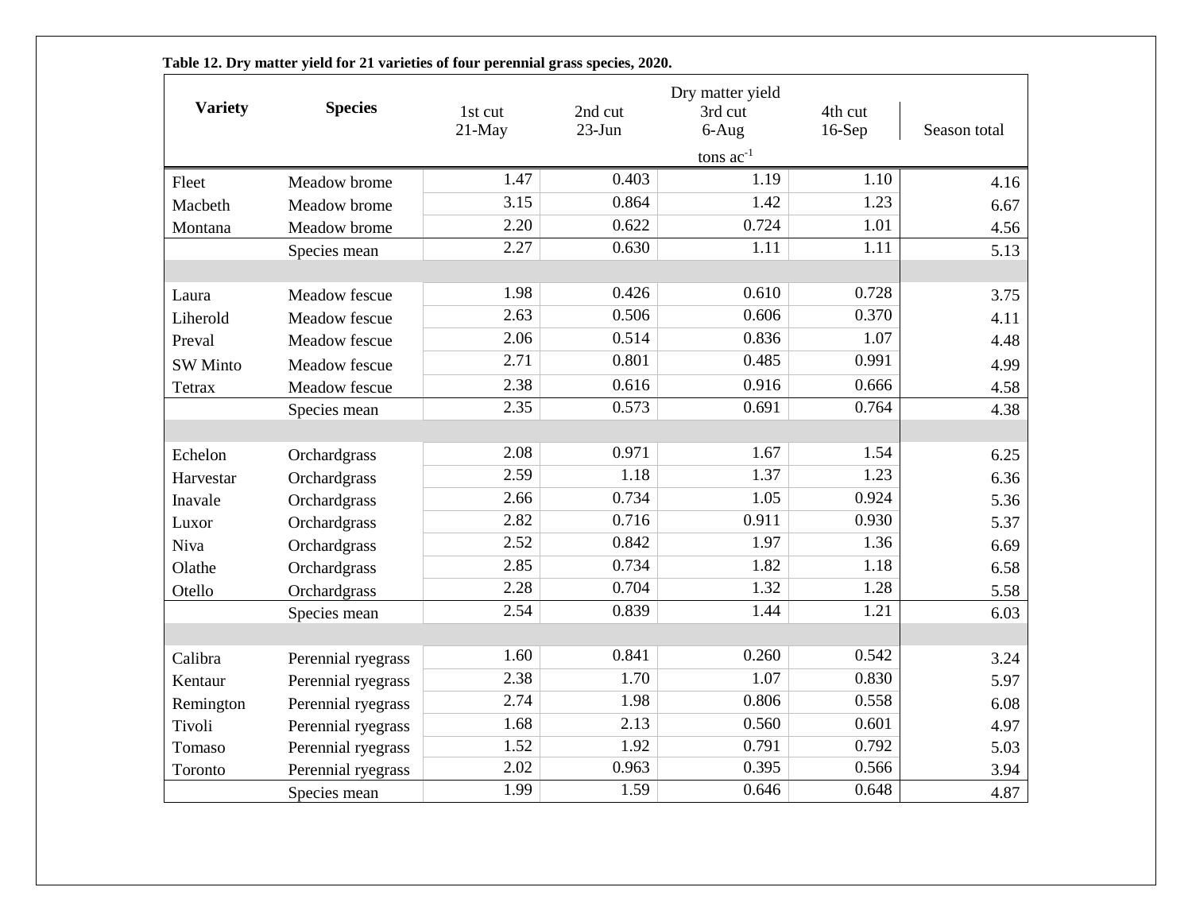**Table 12. Dry matter yield for 21 varieties of four perennial grass species, 2020.**

| Variety | Species | Dry matter yield | | | | |
|---|---|---|---|---|---|---|
| | | 1st cut 21-May | 2nd cut 23-Jun | 3rd cut 6-Aug | 4th cut 16-Sep | Season total |
| | | tons $ac^{-1}$ | | | | |
| Fleet | Meadow brome | 1.47 | 0.403 | 1.19 | 1.10 | 4.16 |
| Macbeth | Meadow brome | 3.15 | 0.864 | 1.42 | 1.23 | 6.67 |
| Montana | Meadow brome | 2.20 | 0.622 | 0.724 | 1.01 | 4.56 |
| | Species mean | 2.27 | 0.630 | 1.11 | 1.11 | 5.13 |
| | | | | | | |
| Laura | Meadow fescue | 1.98 | 0.426 | 0.610 | 0.728 | 3.75 |
| Liherold | Meadow fescue | 2.63 | 0.506 | 0.606 | 0.370 | 4.11 |
| Preval | Meadow fescue | 2.06 | 0.514 | 0.836 | 1.07 | 4.48 |
| SW Minto | Meadow fescue | 2.71 | 0.801 | 0.485 | 0.991 | 4.99 |
| Tetrax | Meadow fescue | 2.38 | 0.616 | 0.916 | 0.666 | 4.58 |
| | Species mean | 2.35 | 0.573 | 0.691 | 0.764 | 4.38 |
| | | | | | | |
| Echelon | Orchardgrass | 2.08 | 0.971 | 1.67 | 1.54 | 6.25 |
| Harvestar | Orchardgrass | 2.59 | 1.18 | 1.37 | 1.23 | 6.36 |
| Inavale | Orchardgrass | 2.66 | 0.734 | 1.05 | 0.924 | 5.36 |
| Luxor | Orchardgrass | 2.82 | 0.716 | 0.911 | 0.930 | 5.37 |
| Niva | Orchardgrass | 2.52 | 0.842 | 1.97 | 1.36 | 6.69 |
| Olathe | Orchardgrass | 2.85 | 0.734 | 1.82 | 1.18 | 6.58 |
| Otello | Orchardgrass | 2.28 | 0.704 | 1.32 | 1.28 | 5.58 |
| | Species mean | 2.54 | 0.839 | 1.44 | 1.21 | 6.03 |
| | | | | | | |
| Calibra | Perennial ryegrass | 1.60 | 0.841 | 0.260 | 0.542 | 3.24 |
| Kentaur | Perennial ryegrass | 2.38 | 1.70 | 1.07 | 0.830 | 5.97 |
| Remington | Perennial ryegrass | 2.74 | 1.98 | 0.806 | 0.558 | 6.08 |
| Tivoli | Perennial ryegrass | 1.68 | 2.13 | 0.560 | 0.601 | 4.97 |
| Tomaso | Perennial ryegrass | 1.52 | 1.92 | 0.791 | 0.792 | 5.03 |
| Toronto | Perennial ryegrass | 2.02 | 0.963 | 0.395 | 0.566 | 3.94 |
| | Species mean | 1.99 | 1.59 | 0.646 | 0.648 | 4.87 |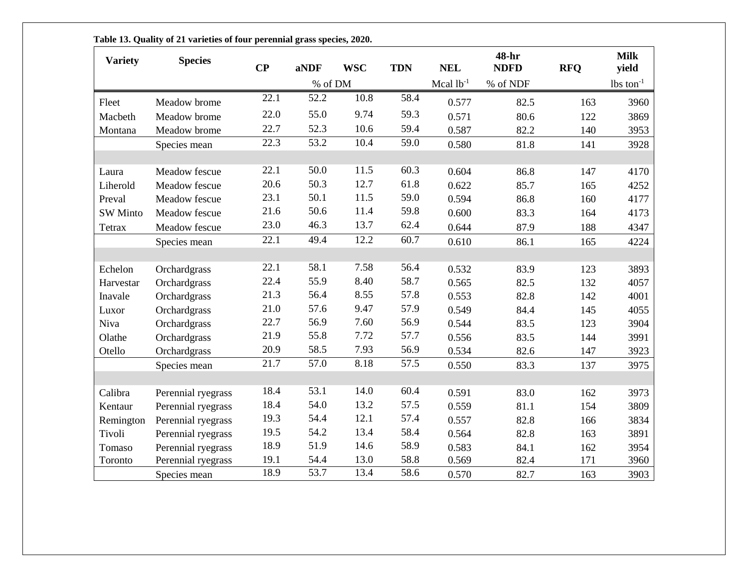**Table 13. Quality of 21 varieties of four perennial grass species, 2020.**

| Variety | Species | CP | aNDF | WSC | TDN | NEL | 48-hr NDFD | RFQ | Milk yield |
|---|---|---|---|---|---|---|---|---|---|
| | | % of DM | | | | Mcal $lb^{-1}$ | % of NDF | | lbs $ton^{-1}$ |
| Fleet | Meadow brome | 22.1 | 52.2 | 10.8 | 58.4 | 0.577 | 82.5 | 163 | 3960 |
| Macbeth | Meadow brome | 22.0 | 55.0 | 9.74 | 59.3 | 0.571 | 80.6 | 122 | 3869 |
| Montana | Meadow brome | 22.7 | 52.3 | 10.6 | 59.4 | 0.587 | 82.2 | 140 | 3953 |
| | Species mean | 22.3 | 53.2 | 10.4 | 59.0 | 0.580 | 81.8 | 141 | 3928 |
| | | | | | | | | | |
| Laura | Meadow fescue | 22.1 | 50.0 | 11.5 | 60.3 | 0.604 | 86.8 | 147 | 4170 |
| Liherold | Meadow fescue | 20.6 | 50.3 | 12.7 | 61.8 | 0.622 | 85.7 | 165 | 4252 |
| Preval | Meadow fescue | 23.1 | 50.1 | 11.5 | 59.0 | 0.594 | 86.8 | 160 | 4177 |
| SW Minto | Meadow fescue | 21.6 | 50.6 | 11.4 | 59.8 | 0.600 | 83.3 | 164 | 4173 |
| Tetrax | Meadow fescue | 23.0 | 46.3 | 13.7 | 62.4 | 0.644 | 87.9 | 188 | 4347 |
| | Species mean | 22.1 | 49.4 | 12.2 | 60.7 | 0.610 | 86.1 | 165 | 4224 |
| | | | | | | | | | |
| Echelon | Orchardgrass | 22.1 | 58.1 | 7.58 | 56.4 | 0.532 | 83.9 | 123 | 3893 |
| Harvestar | Orchardgrass | 22.4 | 55.9 | 8.40 | 58.7 | 0.565 | 82.5 | 132 | 4057 |
| Inavale | Orchardgrass | 21.3 | 56.4 | 8.55 | 57.8 | 0.553 | 82.8 | 142 | 4001 |
| Luxor | Orchardgrass | 21.0 | 57.6 | 9.47 | 57.9 | 0.549 | 84.4 | 145 | 4055 |
| Niva | Orchardgrass | 22.7 | 56.9 | 7.60 | 56.9 | 0.544 | 83.5 | 123 | 3904 |
| Olathe | Orchardgrass | 21.9 | 55.8 | 7.72 | 57.7 | 0.556 | 83.5 | 144 | 3991 |
| Otello | Orchardgrass | 20.9 | 58.5 | 7.93 | 56.9 | 0.534 | 82.6 | 147 | 3923 |
| | Species mean | 21.7 | 57.0 | 8.18 | 57.5 | 0.550 | 83.3 | 137 | 3975 |
| | | | | | | | | | |
| Calibra | Perennial ryegrass | 18.4 | 53.1 | 14.0 | 60.4 | 0.591 | 83.0 | 162 | 3973 |
| Kentaur | Perennial ryegrass | 18.4 | 54.0 | 13.2 | 57.5 | 0.559 | 81.1 | 154 | 3809 |
| Remington | Perennial ryegrass | 19.3 | 54.4 | 12.1 | 57.4 | 0.557 | 82.8 | 166 | 3834 |
| Tivoli | Perennial ryegrass | 19.5 | 54.2 | 13.4 | 58.4 | 0.564 | 82.8 | 163 | 3891 |
| Tomaso | Perennial ryegrass | 18.9 | 51.9 | 14.6 | 58.9 | 0.583 | 84.1 | 162 | 3954 |
| Toronto | Perennial ryegrass | 19.1 | 54.4 | 13.0 | 58.8 | 0.569 | 82.4 | 171 | 3960 |
| | Species mean | 18.9 | 53.7 | 13.4 | 58.6 | 0.570 | 82.7 | 163 | 3903 |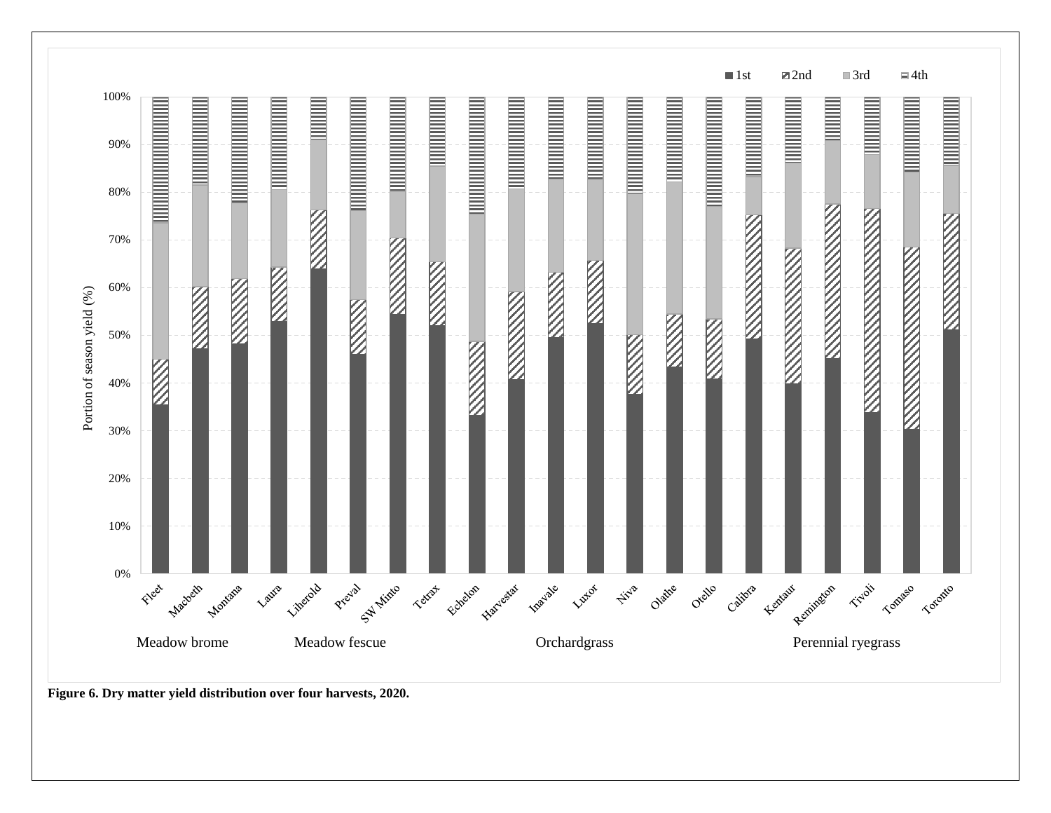1st 2nd 3rd 4th

100%
90%
80%
70%
60%
50%
40%
30%
20%
10%
0%

Portion of season yield (%)

Fleet
Macbeth
Montana
Laura
Liherold
Preval
SW Minto
Tetrax
Echelon
Harvestar
Inavale
Luxor
Niva
Olathe
Otello
Calibra
Kentaur
Remington
Tivoli
Tomaso
Toronto

Meadow brome Meadow fescue Orchardgrass Perennial ryegrass

**Figure 6. Dry matter yield distribution over four harvests, 2020.**